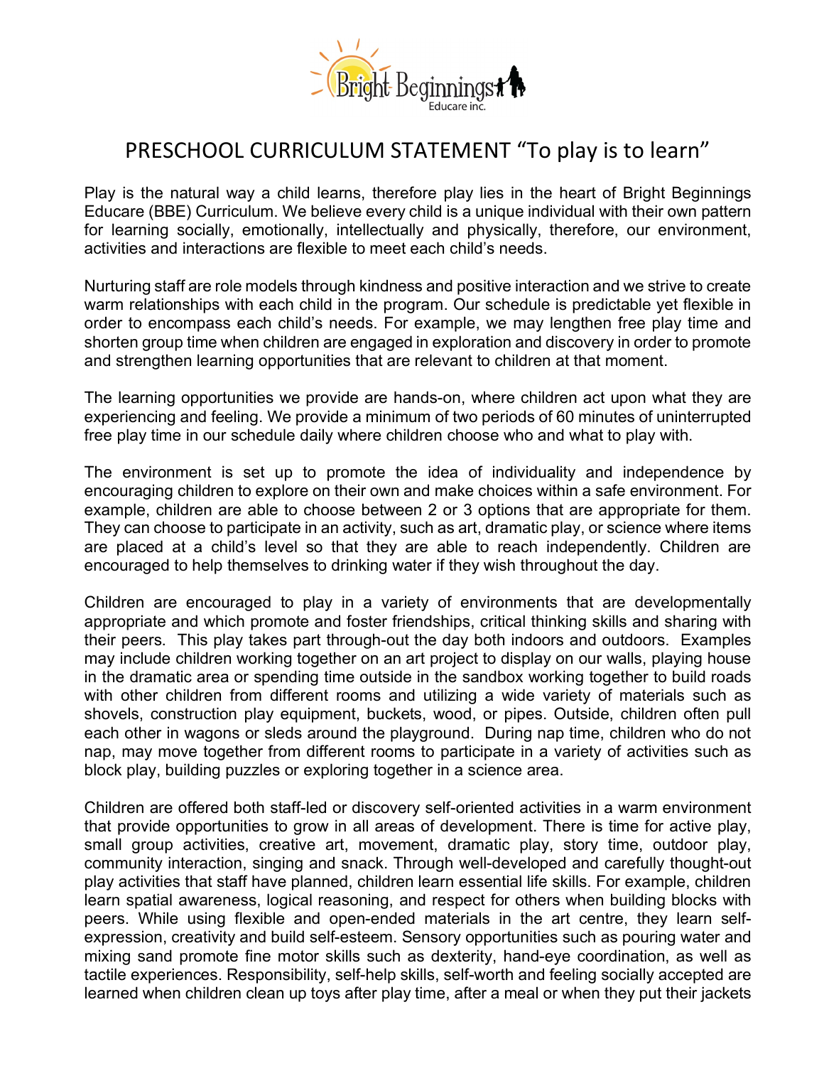# PRESCHOOL CURRICULUM STATEMENT "To play is to learn"

Play is the natural way a child learns, therefore play lies in the heart of Bright Beginnings Educare (BBE) Curriculum. We believe every child is a unique individual with their own pattern for learning socially, emotionally, intellectually and physically, therefore, our environment, activities and interactions are flexible to meet each child's needs.

Nurturing staff are role models through kindness and positive interaction and we strive to create warm relationships with each child in the program. Our schedule is predictable yet flexible in order to encompass each child's needs. For example, we may lengthen free play time and shorten group time when children are engaged in exploration and discovery in order to promote and strengthen learning opportunities that are relevant to children at that moment.

The learning opportunities we provide are hands-on, where children act upon what they are experiencing and feeling. We provide a minimum of two periods of 60 minutes of uninterrupted free play time in our schedule daily where children choose who and what to play with.

The environment is set up to promote the idea of individuality and independence by encouraging children to explore on their own and make choices within a safe environment. For example, children are able to choose between 2 or 3 options that are appropriate for them. They can choose to participate in an activity, such as art, dramatic play, or science where items are placed at a child's level so that they are able to reach independently. Children are encouraged to help themselves to drinking water if they wish throughout the day.

Children are encouraged to play in a variety of environments that are developmentally appropriate and which promote and foster friendships, critical thinking skills and sharing with their peers. This play takes part through-out the day both indoors and outdoors. Examples may include children working together on an art project to display on our walls, playing house in the dramatic area or spending time outside in the sandbox working together to build roads with other children from different rooms and utilizing a wide variety of materials such as shovels, construction play equipment, buckets, wood, or pipes. Outside, children often pull each other in wagons or sleds around the playground. During nap time, children who do not nap, may move together from different rooms to participate in a variety of activities such as block play, building puzzles or exploring together in a science area.

Children are offered both staff-led or discovery self-oriented activities in a warm environment that provide opportunities to grow in all areas of development. There is time for active play, small group activities, creative art, movement, dramatic play, story time, outdoor play, community interaction, singing and snack. Through well-developed and carefully thought-out play activities that staff have planned, children learn essential life skills. For example, children learn spatial awareness, logical reasoning, and respect for others when building blocks with peers. While using flexible and open-ended materials in the art centre, they learn self-expression, creativity and build self-esteem. Sensory opportunities such as pouring water and mixing sand promote fine motor skills such as dexterity, hand-eye coordination, as well as tactile experiences. Responsibility, self-help skills, self-worth and feeling socially accepted are learned when children clean up toys after play time, after a meal or when they put their jackets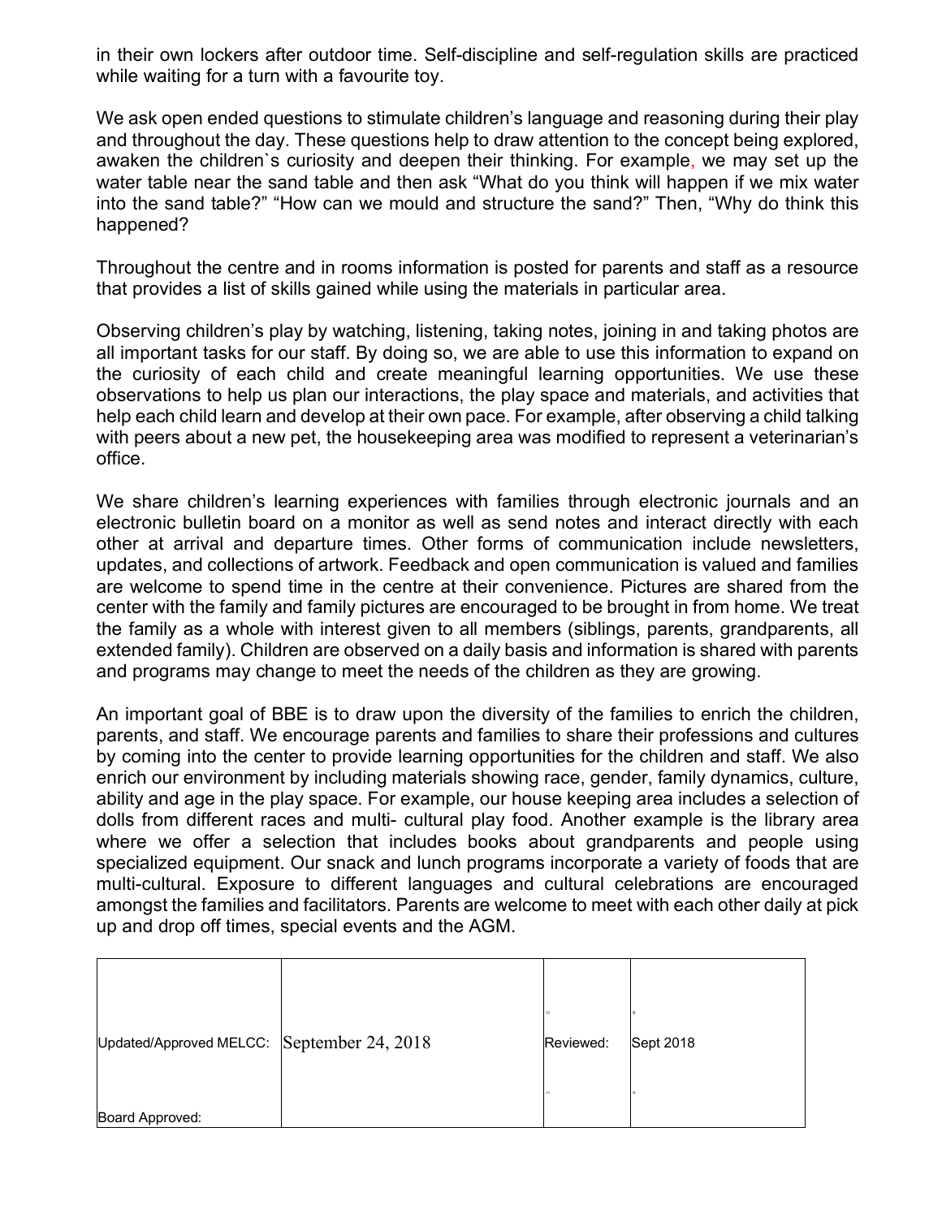in their own lockers after outdoor time. Self-discipline and self-regulation skills are practiced while waiting for a turn with a favourite toy.

We ask open ended questions to stimulate children's language and reasoning during their play and throughout the day. These questions help to draw attention to the concept being explored, awaken the children`s curiosity and deepen their thinking. For example, we may set up the water table near the sand table and then ask "What do you think will happen if we mix water into the sand table?" "How can we mould and structure the sand?" Then, "Why do think this happened?

Throughout the centre and in rooms information is posted for parents and staff as a resource that provides a list of skills gained while using the materials in particular area.

Observing children's play by watching, listening, taking notes, joining in and taking photos are all important tasks for our staff. By doing so, we are able to use this information to expand on the curiosity of each child and create meaningful learning opportunities. We use these observations to help us plan our interactions, the play space and materials, and activities that help each child learn and develop at their own pace. For example, after observing a child talking with peers about a new pet, the housekeeping area was modified to represent a veterinarian's office.

We share children's learning experiences with families through electronic journals and an electronic bulletin board on a monitor as well as send notes and interact directly with each other at arrival and departure times. Other forms of communication include newsletters, updates, and collections of artwork. Feedback and open communication is valued and families are welcome to spend time in the centre at their convenience. Pictures are shared from the center with the family and family pictures are encouraged to be brought in from home. We treat the family as a whole with interest given to all members (siblings, parents, grandparents, all extended family). Children are observed on a daily basis and information is shared with parents and programs may change to meet the needs of the children as they are growing.

An important goal of BBE is to draw upon the diversity of the families to enrich the children, parents, and staff. We encourage parents and families to share their professions and cultures by coming into the center to provide learning opportunities for the children and staff. We also enrich our environment by including materials showing race, gender, family dynamics, culture, ability and age in the play space. For example, our house keeping area includes a selection of dolls from different races and multi- cultural play food. Another example is the library area where we offer a selection that includes books about grandparents and people using specialized equipment. Our snack and lunch programs incorporate a variety of foods that are multi-cultural. Exposure to different languages and cultural celebrations are encouraged amongst the families and facilitators. Parents are welcome to meet with each other daily at pick up and drop off times, special events and the AGM.

| | | | |
|---|---|---|---|
| Updated/Approved MELCC: | September 24, 2018 | Reviewed: | Sept 2018 |
| Board Approved: | | | |